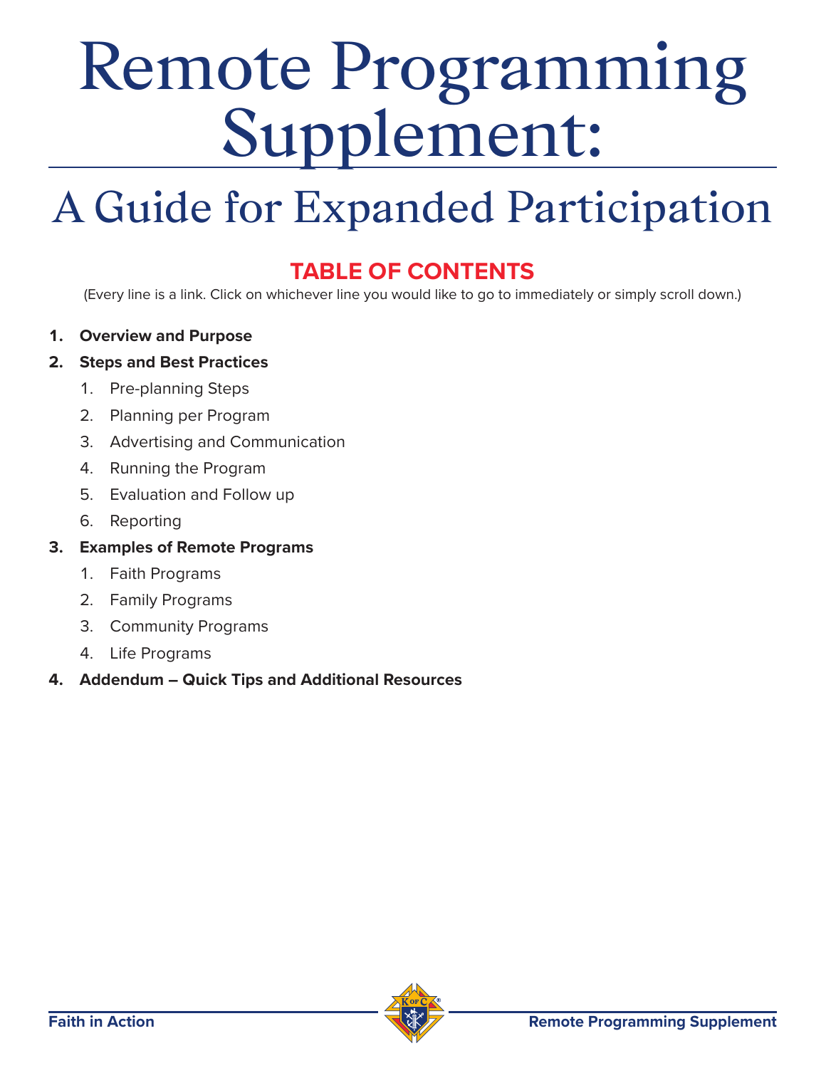# Remote Programming Supplement:

## A Guide for Expanded Participation

### TABLE OF CONTENTS

(Every line is a link. Click on whichever line you would like to go to immediately or simply scroll down.)

1. **Overview and Purpose**
2. **Steps and Best Practices**
   1. Pre-planning Steps
   2. Planning per Program
   3. Advertising and Communication
   4. Running the Program
   5. Evaluation and Follow up
   6. Reporting
3. **Examples of Remote Programs**
   1. Faith Programs
   2. Family Programs
   3. Community Programs
   4. Life Programs
4. **Addendum – Quick Tips and Additional Resources**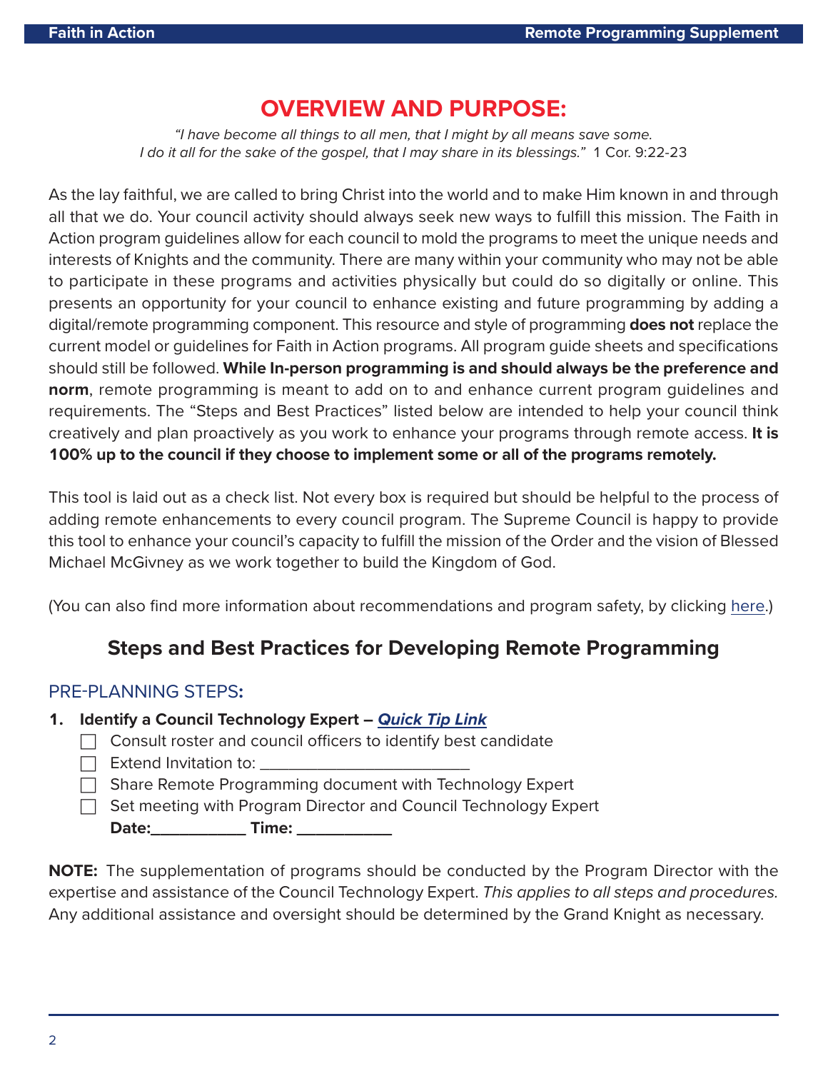# OVERVIEW AND PURPOSE:

*"I have become all things to all men, that I might by all means save some. I do it all for the sake of the gospel, that I may share in its blessings."* 1 Cor. 9:22-23

As the lay faithful, we are called to bring Christ into the world and to make Him known in and through all that we do. Your council activity should always seek new ways to fulfill this mission. The Faith in Action program guidelines allow for each council to mold the programs to meet the unique needs and interests of Knights and the community. There are many within your community who may not be able to participate in these programs and activities physically but could do so digitally or online. This presents an opportunity for your council to enhance existing and future programming by adding a digital/remote programming component. This resource and style of programming **does not** replace the current model or guidelines for Faith in Action programs. All program guide sheets and specifications should still be followed. **While In-person programming is and should always be the preference and norm**, remote programming is meant to add on to and enhance current program guidelines and requirements. The "Steps and Best Practices" listed below are intended to help your council think creatively and plan proactively as you work to enhance your programs through remote access. **It is 100% up to the council if they choose to implement some or all of the programs remotely.**

This tool is laid out as a check list. Not every box is required but should be helpful to the process of adding remote enhancements to every council program. The Supreme Council is happy to provide this tool to enhance your council's capacity to fulfill the mission of the Order and the vision of Blessed Michael McGivney as we work together to build the Kingdom of God.

(You can also find more information about recommendations and program safety, by clicking here.)

## Steps and Best Practices for Developing Remote Programming

### PRE-PLANNING STEPS:

1. **Identify a Council Technology Expert – *Quick Tip Link***
   - ☐ Consult roster and council officers to identify best candidate
   - ☐ Extend Invitation to: ________________________
   - ☐ Share Remote Programming document with Technology Expert
   - ☐ Set meeting with Program Director and Council Technology Expert
     **Date:__________ Time: __________**

**NOTE:** The supplementation of programs should be conducted by the Program Director with the expertise and assistance of the Council Technology Expert. *This applies to all steps and procedures.* Any additional assistance and oversight should be determined by the Grand Knight as necessary.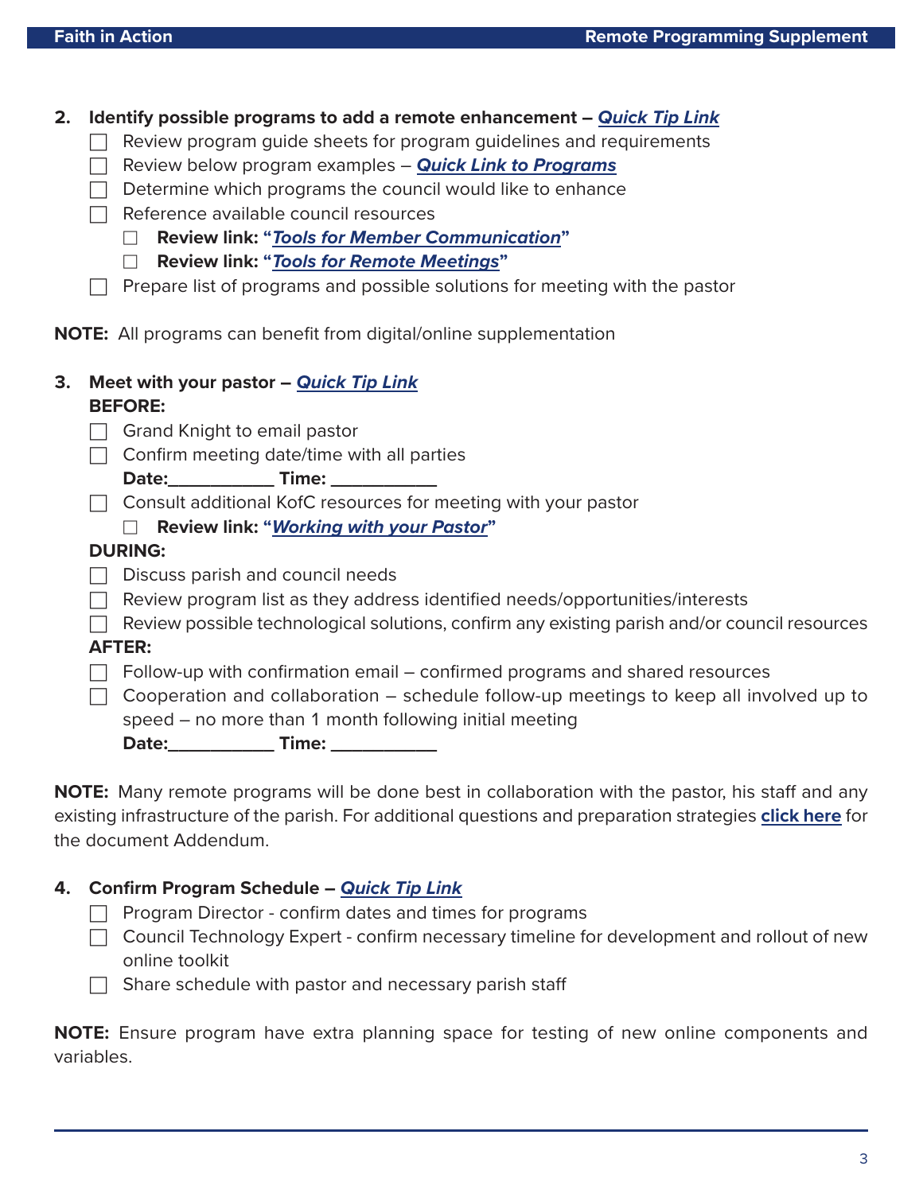2. **Identify possible programs to add a remote enhancement – *Quick Tip Link***
   - ☐ Review program guide sheets for program guidelines and requirements
   - ☐ Review below program examples – ***Quick Link to Programs***
   - ☐ Determine which programs the council would like to enhance
   - ☐ Reference available council resources
     - ☐ **Review link: "*Tools for Member Communication*"**
     - ☐ **Review link: "*Tools for Remote Meetings*"**
   - ☐ Prepare list of programs and possible solutions for meeting with the pastor

**NOTE:** All programs can benefit from digital/online supplementation

3. **Meet with your pastor – *Quick Tip Link***

   **BEFORE:**
   - ☐ Grand Knight to email pastor
   - ☐ Confirm meeting date/time with all parties

     **Date:___________ Time: ___________**
   - ☐ Consult additional KofC resources for meeting with your pastor
     - ☐ **Review link: "*Working with your Pastor*"**

   **DURING:**
   - ☐ Discuss parish and council needs
   - ☐ Review program list as they address identified needs/opportunities/interests
   - ☐ Review possible technological solutions, confirm any existing parish and/or council resources

   **AFTER:**
   - ☐ Follow-up with confirmation email – confirmed programs and shared resources
   - ☐ Cooperation and collaboration – schedule follow-up meetings to keep all involved up to speed – no more than 1 month following initial meeting

     **Date:___________ Time: ___________**

**NOTE:** Many remote programs will be done best in collaboration with the pastor, his staff and any existing infrastructure of the parish. For additional questions and preparation strategies **click here** for the document Addendum.

4. **Confirm Program Schedule – *Quick Tip Link***
   - ☐ Program Director - confirm dates and times for programs
   - ☐ Council Technology Expert - confirm necessary timeline for development and rollout of new online toolkit
   - ☐ Share schedule with pastor and necessary parish staff

**NOTE:** Ensure program have extra planning space for testing of new online components and variables.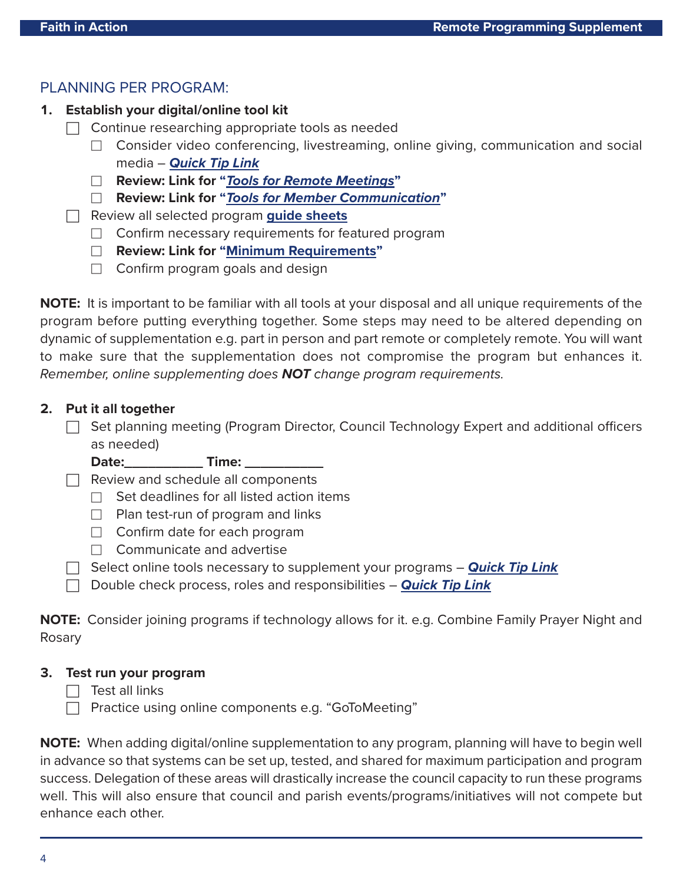## PLANNING PER PROGRAM:

1. **Establish your digital/online tool kit**
   - ☐ Continue researching appropriate tools as needed
     - ☐ Consider video conferencing, livestreaming, online giving, communication and social media – ***Quick Tip Link***
     - ☐ **Review: Link for "*Tools for Remote Meetings*"**
     - ☐ **Review: Link for "*Tools for Member Communication*"**
   - ☐ Review all selected program **guide sheets**
     - ☐ Confirm necessary requirements for featured program
     - ☐ **Review: Link for "Minimum Requirements"**
     - ☐ Confirm program goals and design

**NOTE:** It is important to be familiar with all tools at your disposal and all unique requirements of the program before putting everything together. Some steps may need to be altered depending on dynamic of supplementation e.g. part in person and part remote or completely remote. You will want to make sure that the supplementation does not compromise the program but enhances it. *Remember, online supplementing does **NOT** change program requirements.*

2. **Put it all together**
   - ☐ Set planning meeting (Program Director, Council Technology Expert and additional officers as needed)
     **Date:___________ Time: ___________**
   - ☐ Review and schedule all components
     - ☐ Set deadlines for all listed action items
     - ☐ Plan test-run of program and links
     - ☐ Confirm date for each program
     - ☐ Communicate and advertise
   - ☐ Select online tools necessary to supplement your programs – ***Quick Tip Link***
   - ☐ Double check process, roles and responsibilities – ***Quick Tip Link***

**NOTE:** Consider joining programs if technology allows for it. e.g. Combine Family Prayer Night and Rosary

3. **Test run your program**
   - ☐ Test all links
   - ☐ Practice using online components e.g. "GoToMeeting"

**NOTE:** When adding digital/online supplementation to any program, planning will have to begin well in advance so that systems can be set up, tested, and shared for maximum participation and program success. Delegation of these areas will drastically increase the council capacity to run these programs well. This will also ensure that council and parish events/programs/initiatives will not compete but enhance each other.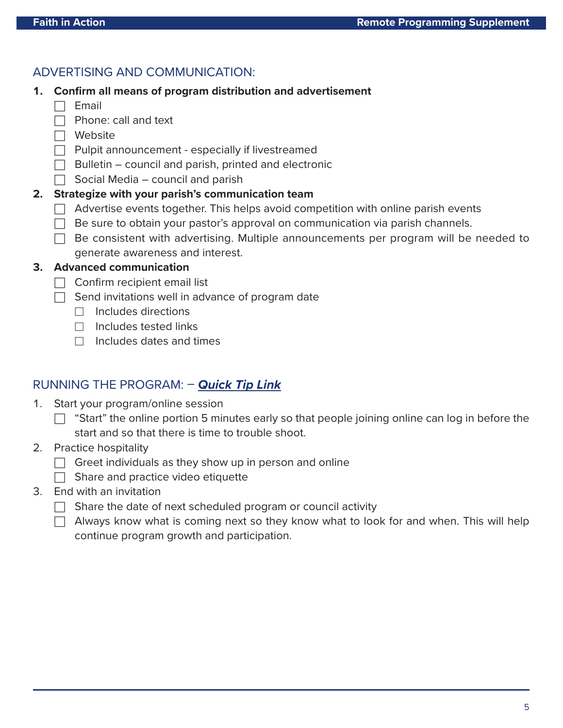## ADVERTISING AND COMMUNICATION:

1. **Confirm all means of program distribution and advertisement**
   - [ ] Email
   - [ ] Phone: call and text
   - [ ] Website
   - [ ] Pulpit announcement - especially if livestreamed
   - [ ] Bulletin – council and parish, printed and electronic
   - [ ] Social Media – council and parish
2. **Strategize with your parish's communication team**
   - [ ] Advertise events together. This helps avoid competition with online parish events
   - [ ] Be sure to obtain your pastor's approval on communication via parish channels.
   - [ ] Be consistent with advertising. Multiple announcements per program will be needed to generate awareness and interest.
3. **Advanced communication**
   - [ ] Confirm recipient email list
   - [ ] Send invitations well in advance of program date
     - [ ] Includes directions
     - [ ] Includes tested links
     - [ ] Includes dates and times

## RUNNING THE PROGRAM: – ***Quick Tip Link***

1. Start your program/online session
   - [ ] "Start" the online portion 5 minutes early so that people joining online can log in before the start and so that there is time to trouble shoot.
2. Practice hospitality
   - [ ] Greet individuals as they show up in person and online
   - [ ] Share and practice video etiquette
3. End with an invitation
   - [ ] Share the date of next scheduled program or council activity
   - [ ] Always know what is coming next so they know what to look for and when. This will help continue program growth and participation.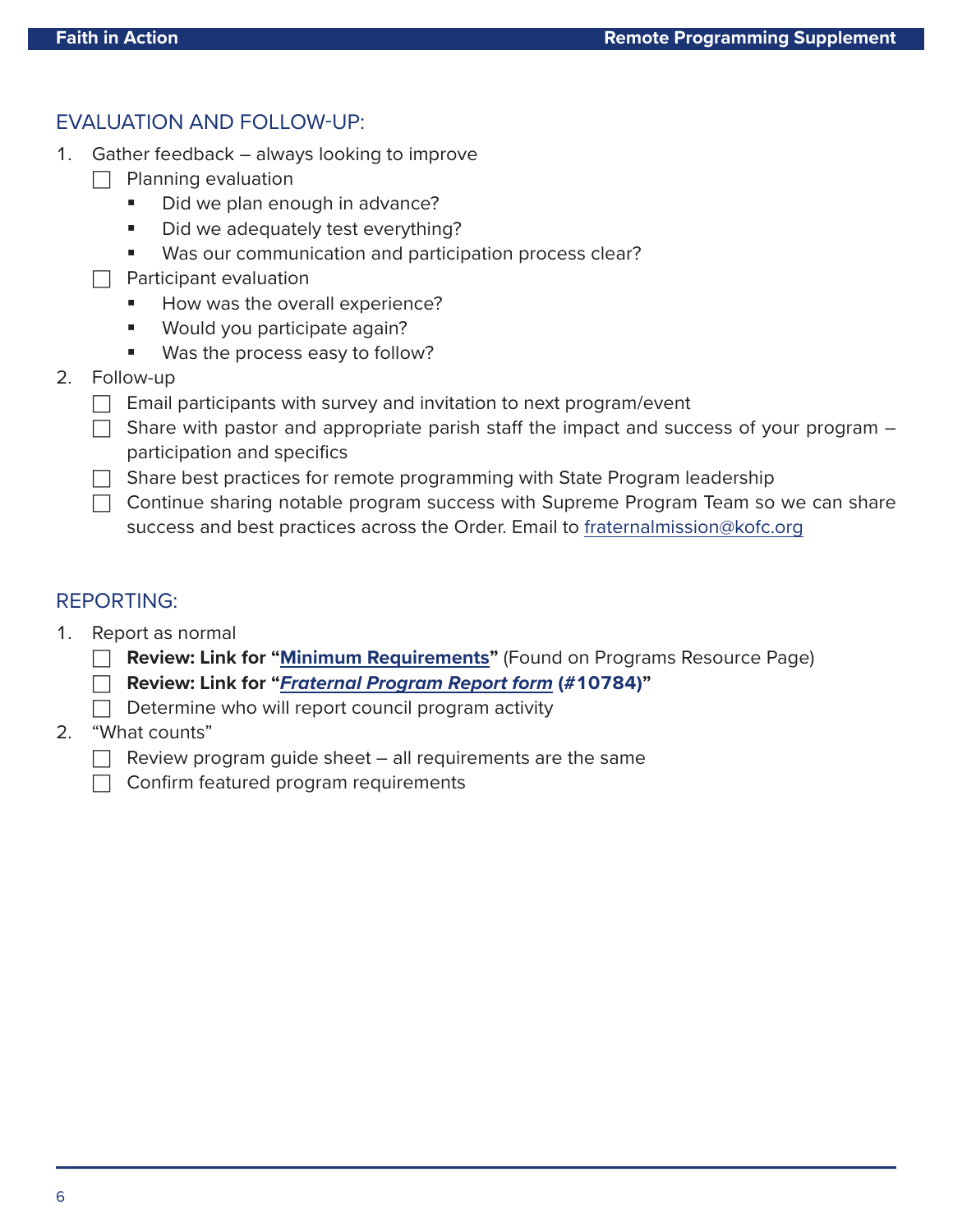## EVALUATION AND FOLLOW-UP:

1. Gather feedback – always looking to improve
   - [ ] Planning evaluation
     - Did we plan enough in advance?
     - Did we adequately test everything?
     - Was our communication and participation process clear?
   - [ ] Participant evaluation
     - How was the overall experience?
     - Would you participate again?
     - Was the process easy to follow?
2. Follow-up
   - [ ] Email participants with survey and invitation to next program/event
   - [ ] Share with pastor and appropriate parish staff the impact and success of your program – participation and specifics
   - [ ] Share best practices for remote programming with State Program leadership
   - [ ] Continue sharing notable program success with Supreme Program Team so we can share success and best practices across the Order. Email to fraternalmission@kofc.org

## REPORTING:

1. Report as normal
   - [ ] **Review: Link for "Minimum Requirements"** (Found on Programs Resource Page)
   - [ ] **Review: Link for "*Fraternal Program Report form* (#10784)"**
   - [ ] Determine who will report council program activity
2. "What counts"
   - [ ] Review program guide sheet – all requirements are the same
   - [ ] Confirm featured program requirements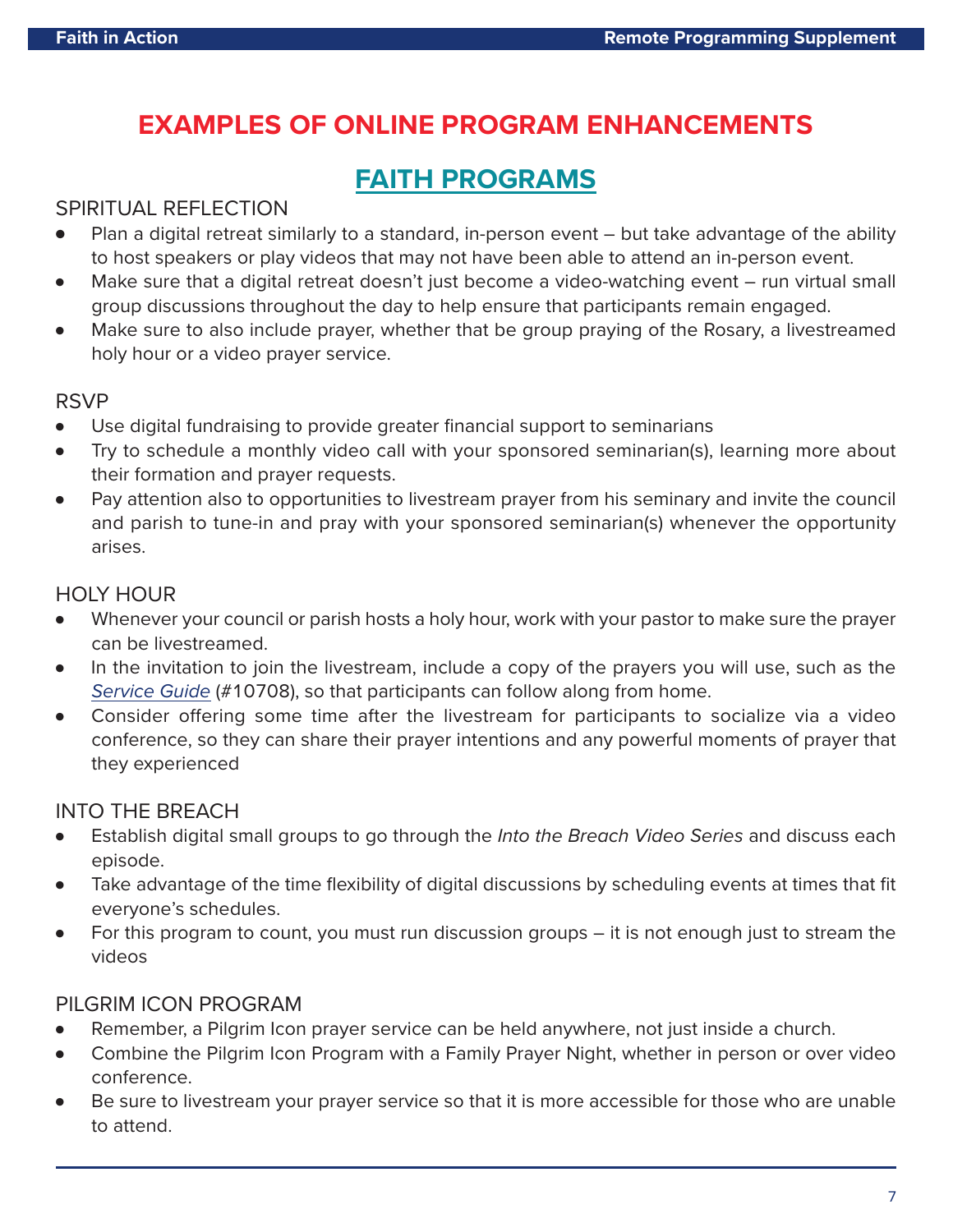# EXAMPLES OF ONLINE PROGRAM ENHANCEMENTS

## FAITH PROGRAMS

### SPIRITUAL REFLECTION

- Plan a digital retreat similarly to a standard, in-person event – but take advantage of the ability to host speakers or play videos that may not have been able to attend an in-person event.
- Make sure that a digital retreat doesn't just become a video-watching event – run virtual small group discussions throughout the day to help ensure that participants remain engaged.
- Make sure to also include prayer, whether that be group praying of the Rosary, a livestreamed holy hour or a video prayer service.

### RSVP

- Use digital fundraising to provide greater financial support to seminarians
- Try to schedule a monthly video call with your sponsored seminarian(s), learning more about their formation and prayer requests.
- Pay attention also to opportunities to livestream prayer from his seminary and invite the council and parish to tune-in and pray with your sponsored seminarian(s) whenever the opportunity arises.

### HOLY HOUR

- Whenever your council or parish hosts a holy hour, work with your pastor to make sure the prayer can be livestreamed.
- In the invitation to join the livestream, include a copy of the prayers you will use, such as the *Service Guide* (#10708), so that participants can follow along from home.
- Consider offering some time after the livestream for participants to socialize via a video conference, so they can share their prayer intentions and any powerful moments of prayer that they experienced

### INTO THE BREACH

- Establish digital small groups to go through the *Into the Breach Video Series* and discuss each episode.
- Take advantage of the time flexibility of digital discussions by scheduling events at times that fit everyone's schedules.
- For this program to count, you must run discussion groups – it is not enough just to stream the videos

### PILGRIM ICON PROGRAM

- Remember, a Pilgrim Icon prayer service can be held anywhere, not just inside a church.
- Combine the Pilgrim Icon Program with a Family Prayer Night, whether in person or over video conference.
- Be sure to livestream your prayer service so that it is more accessible for those who are unable to attend.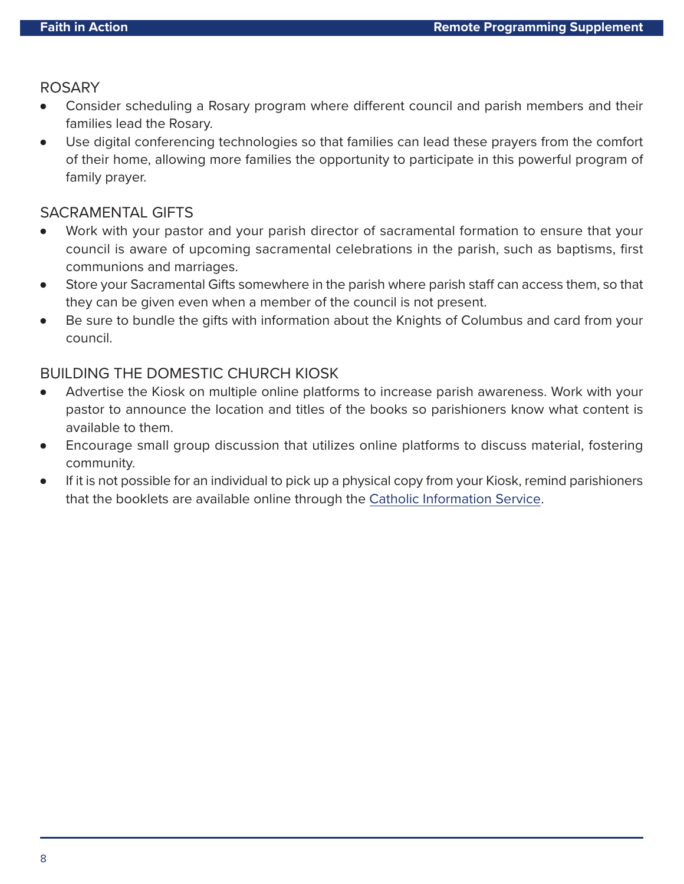## ROSARY

- Consider scheduling a Rosary program where different council and parish members and their families lead the Rosary.
- Use digital conferencing technologies so that families can lead these prayers from the comfort of their home, allowing more families the opportunity to participate in this powerful program of family prayer.

## SACRAMENTAL GIFTS

- Work with your pastor and your parish director of sacramental formation to ensure that your council is aware of upcoming sacramental celebrations in the parish, such as baptisms, first communions and marriages.
- Store your Sacramental Gifts somewhere in the parish where parish staff can access them, so that they can be given even when a member of the council is not present.
- Be sure to bundle the gifts with information about the Knights of Columbus and card from your council.

## BUILDING THE DOMESTIC CHURCH KIOSK

- Advertise the Kiosk on multiple online platforms to increase parish awareness. Work with your pastor to announce the location and titles of the books so parishioners know what content is available to them.
- Encourage small group discussion that utilizes online platforms to discuss material, fostering community.
- If it is not possible for an individual to pick up a physical copy from your Kiosk, remind parishioners that the booklets are available online through the Catholic Information Service.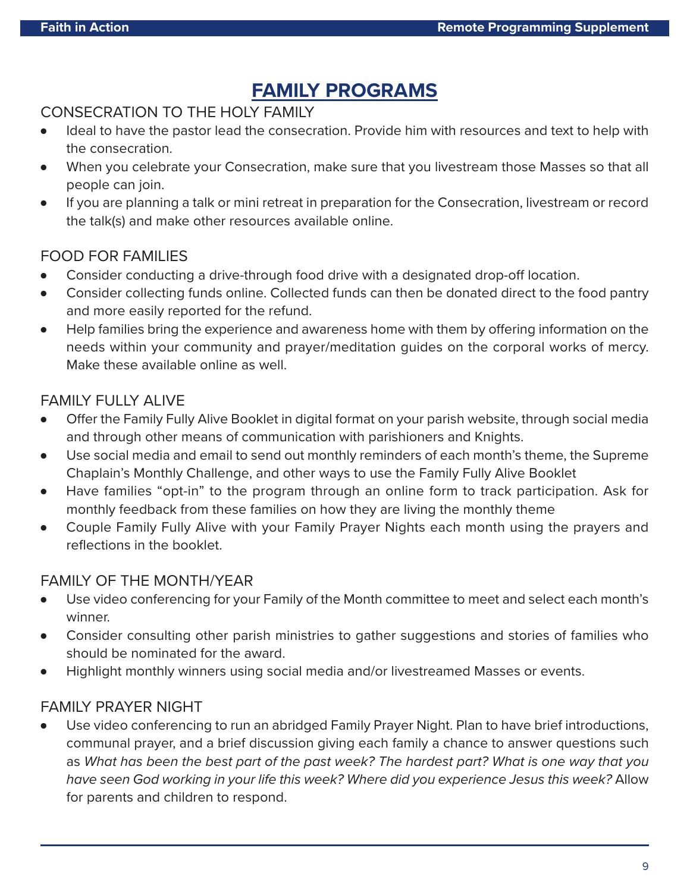# FAMILY PROGRAMS

## CONSECRATION TO THE HOLY FAMILY

- Ideal to have the pastor lead the consecration. Provide him with resources and text to help with the consecration.
- When you celebrate your Consecration, make sure that you livestream those Masses so that all people can join.
- If you are planning a talk or mini retreat in preparation for the Consecration, livestream or record the talk(s) and make other resources available online.

## FOOD FOR FAMILIES

- Consider conducting a drive-through food drive with a designated drop-off location.
- Consider collecting funds online. Collected funds can then be donated direct to the food pantry and more easily reported for the refund.
- Help families bring the experience and awareness home with them by offering information on the needs within your community and prayer/meditation guides on the corporal works of mercy. Make these available online as well.

## FAMILY FULLY ALIVE

- Offer the Family Fully Alive Booklet in digital format on your parish website, through social media and through other means of communication with parishioners and Knights.
- Use social media and email to send out monthly reminders of each month's theme, the Supreme Chaplain's Monthly Challenge, and other ways to use the Family Fully Alive Booklet
- Have families "opt-in" to the program through an online form to track participation. Ask for monthly feedback from these families on how they are living the monthly theme
- Couple Family Fully Alive with your Family Prayer Nights each month using the prayers and reflections in the booklet.

## FAMILY OF THE MONTH/YEAR

- Use video conferencing for your Family of the Month committee to meet and select each month's winner.
- Consider consulting other parish ministries to gather suggestions and stories of families who should be nominated for the award.
- Highlight monthly winners using social media and/or livestreamed Masses or events.

## FAMILY PRAYER NIGHT

- Use video conferencing to run an abridged Family Prayer Night. Plan to have brief introductions, communal prayer, and a brief discussion giving each family a chance to answer questions such as *What has been the best part of the past week? The hardest part? What is one way that you have seen God working in your life this week? Where did you experience Jesus this week?* Allow for parents and children to respond.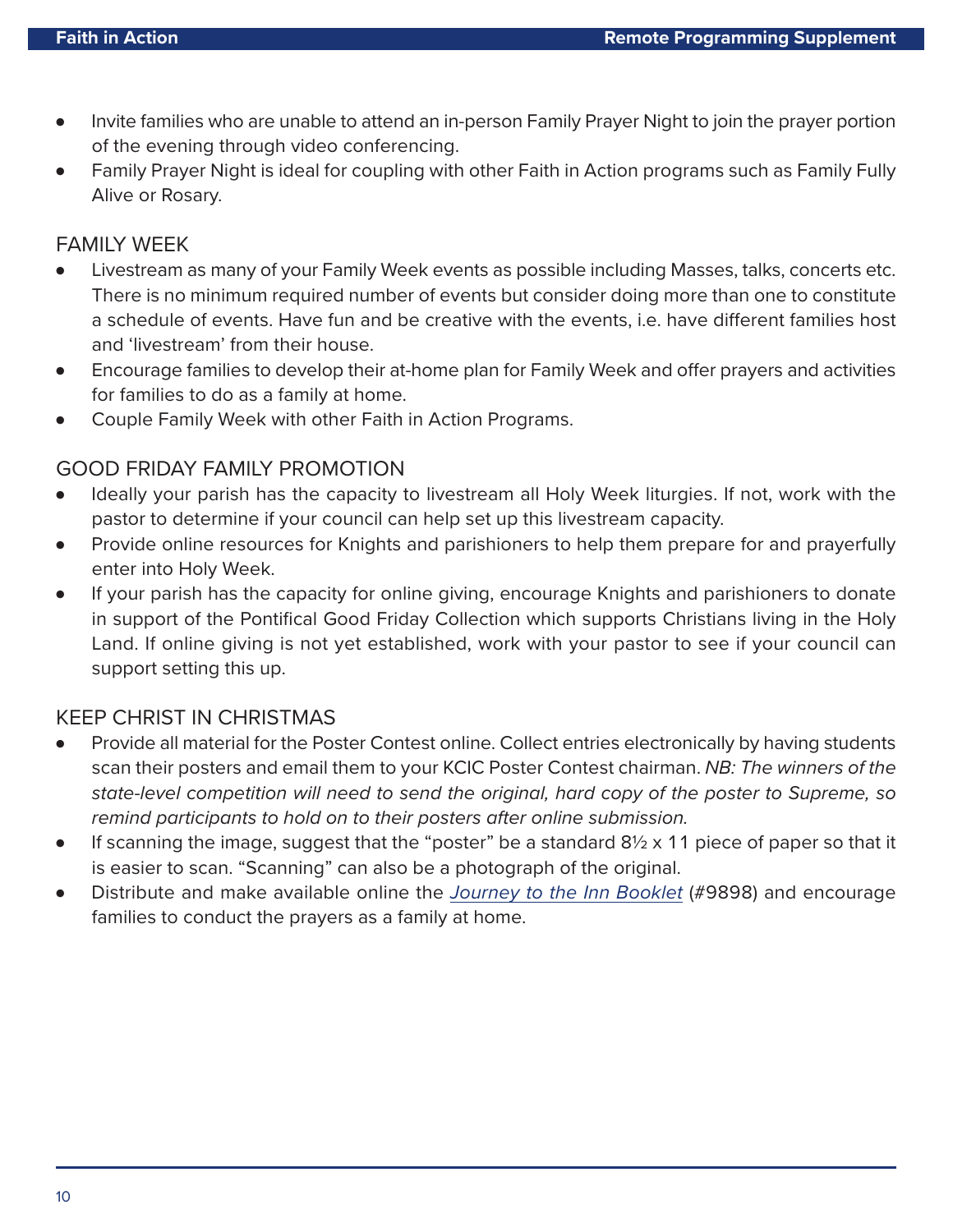- Invite families who are unable to attend an in-person Family Prayer Night to join the prayer portion of the evening through video conferencing.
- Family Prayer Night is ideal for coupling with other Faith in Action programs such as Family Fully Alive or Rosary.

## FAMILY WEEK

- Livestream as many of your Family Week events as possible including Masses, talks, concerts etc. There is no minimum required number of events but consider doing more than one to constitute a schedule of events. Have fun and be creative with the events, i.e. have different families host and 'livestream' from their house.
- Encourage families to develop their at-home plan for Family Week and offer prayers and activities for families to do as a family at home.
- Couple Family Week with other Faith in Action Programs.

## GOOD FRIDAY FAMILY PROMOTION

- Ideally your parish has the capacity to livestream all Holy Week liturgies. If not, work with the pastor to determine if your council can help set up this livestream capacity.
- Provide online resources for Knights and parishioners to help them prepare for and prayerfully enter into Holy Week.
- If your parish has the capacity for online giving, encourage Knights and parishioners to donate in support of the Pontifical Good Friday Collection which supports Christians living in the Holy Land. If online giving is not yet established, work with your pastor to see if your council can support setting this up.

## KEEP CHRIST IN CHRISTMAS

- Provide all material for the Poster Contest online. Collect entries electronically by having students scan their posters and email them to your KCIC Poster Contest chairman. *NB: The winners of the state-level competition will need to send the original, hard copy of the poster to Supreme, so remind participants to hold on to their posters after online submission.*
- If scanning the image, suggest that the "poster" be a standard 8½ x 11 piece of paper so that it is easier to scan. "Scanning" can also be a photograph of the original.
- Distribute and make available online the *Journey to the Inn Booklet* (#9898) and encourage families to conduct the prayers as a family at home.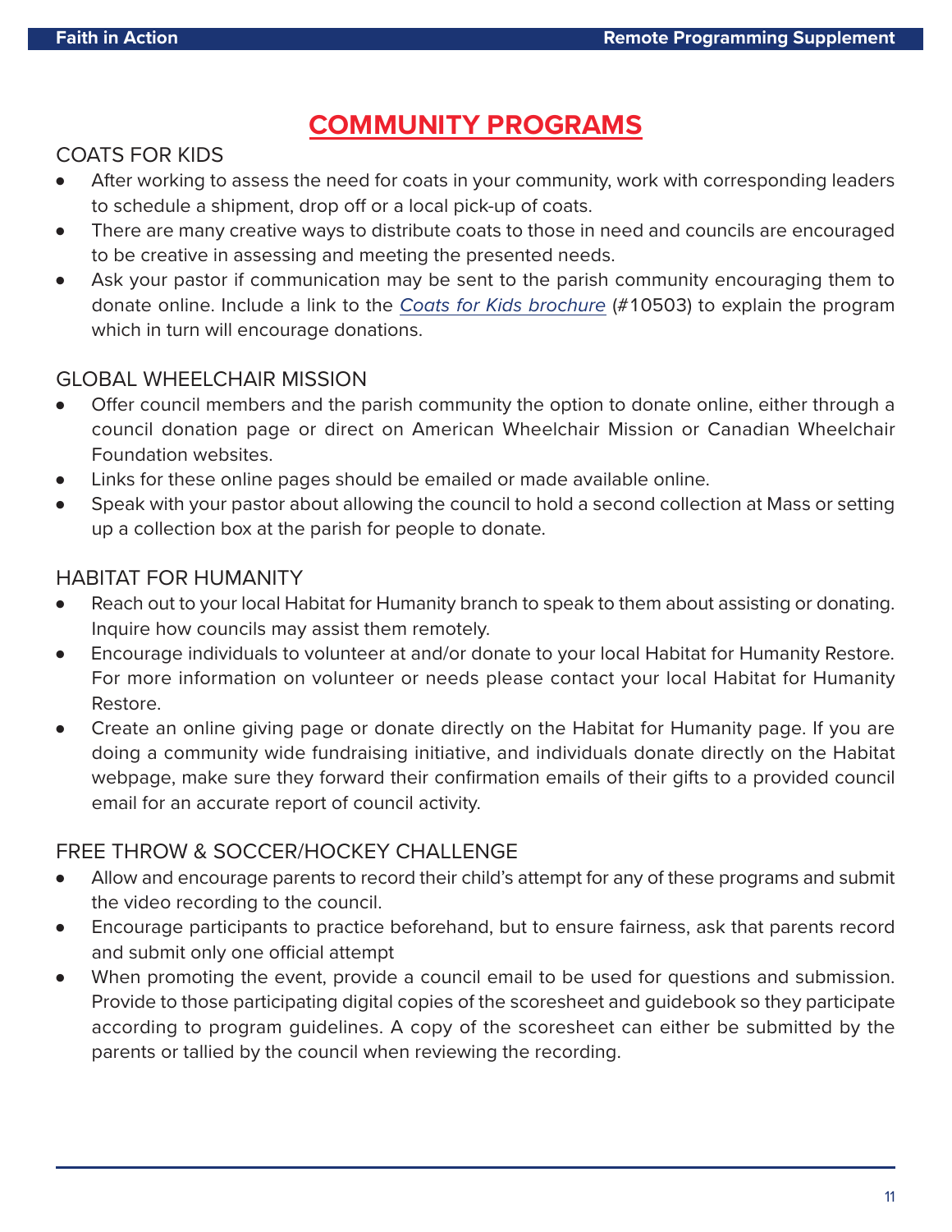# COMMUNITY PROGRAMS

## COATS FOR KIDS

- After working to assess the need for coats in your community, work with corresponding leaders to schedule a shipment, drop off or a local pick-up of coats.
- There are many creative ways to distribute coats to those in need and councils are encouraged to be creative in assessing and meeting the presented needs.
- Ask your pastor if communication may be sent to the parish community encouraging them to donate online. Include a link to the *Coats for Kids brochure* (#10503) to explain the program which in turn will encourage donations.

## GLOBAL WHEELCHAIR MISSION

- Offer council members and the parish community the option to donate online, either through a council donation page or direct on American Wheelchair Mission or Canadian Wheelchair Foundation websites.
- Links for these online pages should be emailed or made available online.
- Speak with your pastor about allowing the council to hold a second collection at Mass or setting up a collection box at the parish for people to donate.

## HABITAT FOR HUMANITY

- Reach out to your local Habitat for Humanity branch to speak to them about assisting or donating. Inquire how councils may assist them remotely.
- Encourage individuals to volunteer at and/or donate to your local Habitat for Humanity Restore. For more information on volunteer or needs please contact your local Habitat for Humanity Restore.
- Create an online giving page or donate directly on the Habitat for Humanity page. If you are doing a community wide fundraising initiative, and individuals donate directly on the Habitat webpage, make sure they forward their confirmation emails of their gifts to a provided council email for an accurate report of council activity.

## FREE THROW & SOCCER/HOCKEY CHALLENGE

- Allow and encourage parents to record their child's attempt for any of these programs and submit the video recording to the council.
- Encourage participants to practice beforehand, but to ensure fairness, ask that parents record and submit only one official attempt
- When promoting the event, provide a council email to be used for questions and submission. Provide to those participating digital copies of the scoresheet and guidebook so they participate according to program guidelines. A copy of the scoresheet can either be submitted by the parents or tallied by the council when reviewing the recording.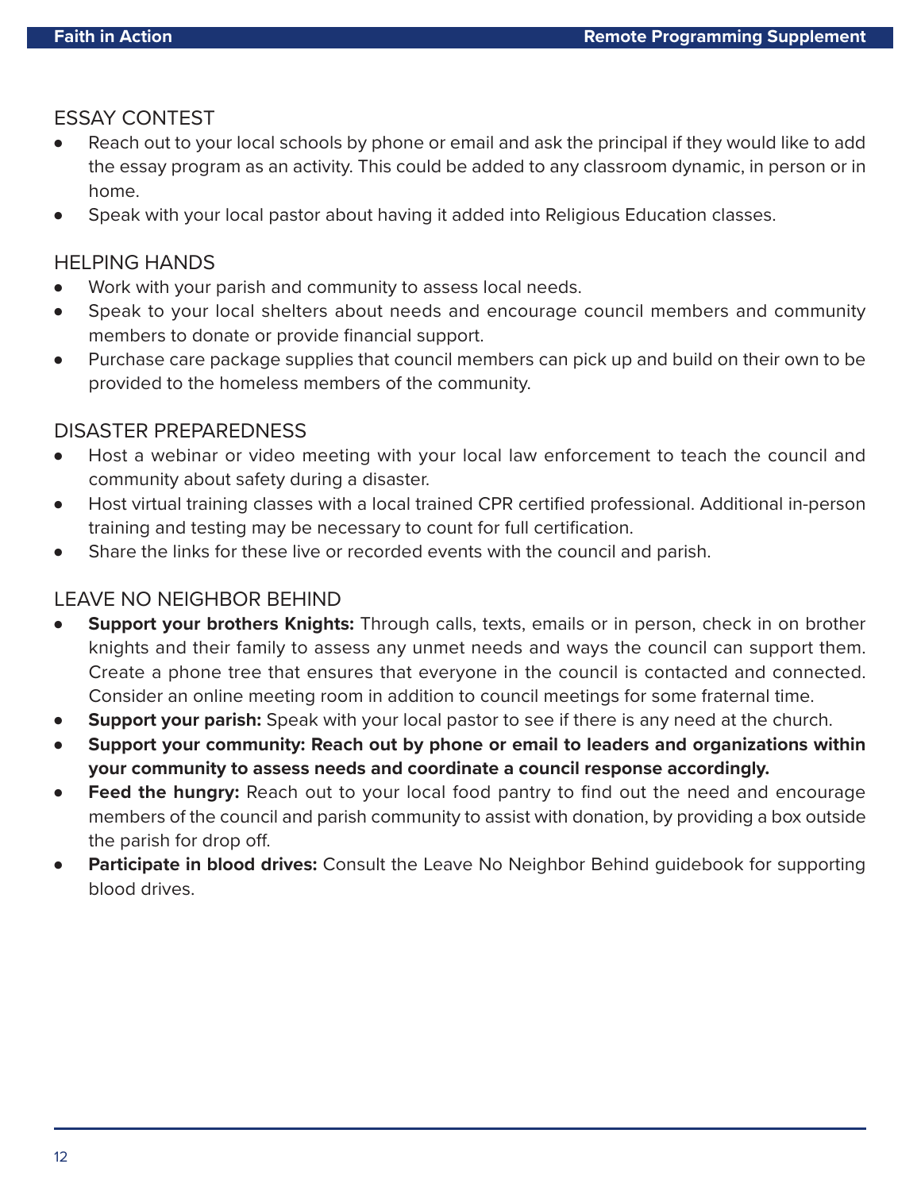## ESSAY CONTEST

- Reach out to your local schools by phone or email and ask the principal if they would like to add the essay program as an activity. This could be added to any classroom dynamic, in person or in home.
- Speak with your local pastor about having it added into Religious Education classes.

## HELPING HANDS

- Work with your parish and community to assess local needs.
- Speak to your local shelters about needs and encourage council members and community members to donate or provide financial support.
- Purchase care package supplies that council members can pick up and build on their own to be provided to the homeless members of the community.

## DISASTER PREPAREDNESS

- Host a webinar or video meeting with your local law enforcement to teach the council and community about safety during a disaster.
- Host virtual training classes with a local trained CPR certified professional. Additional in-person training and testing may be necessary to count for full certification.
- Share the links for these live or recorded events with the council and parish.

## LEAVE NO NEIGHBOR BEHIND

- **Support your brothers Knights:** Through calls, texts, emails or in person, check in on brother knights and their family to assess any unmet needs and ways the council can support them. Create a phone tree that ensures that everyone in the council is contacted and connected. Consider an online meeting room in addition to council meetings for some fraternal time.
- **Support your parish:** Speak with your local pastor to see if there is any need at the church.
- **Support your community: Reach out by phone or email to leaders and organizations within your community to assess needs and coordinate a council response accordingly.**
- **Feed the hungry:** Reach out to your local food pantry to find out the need and encourage members of the council and parish community to assist with donation, by providing a box outside the parish for drop off.
- **Participate in blood drives:** Consult the Leave No Neighbor Behind guidebook for supporting blood drives.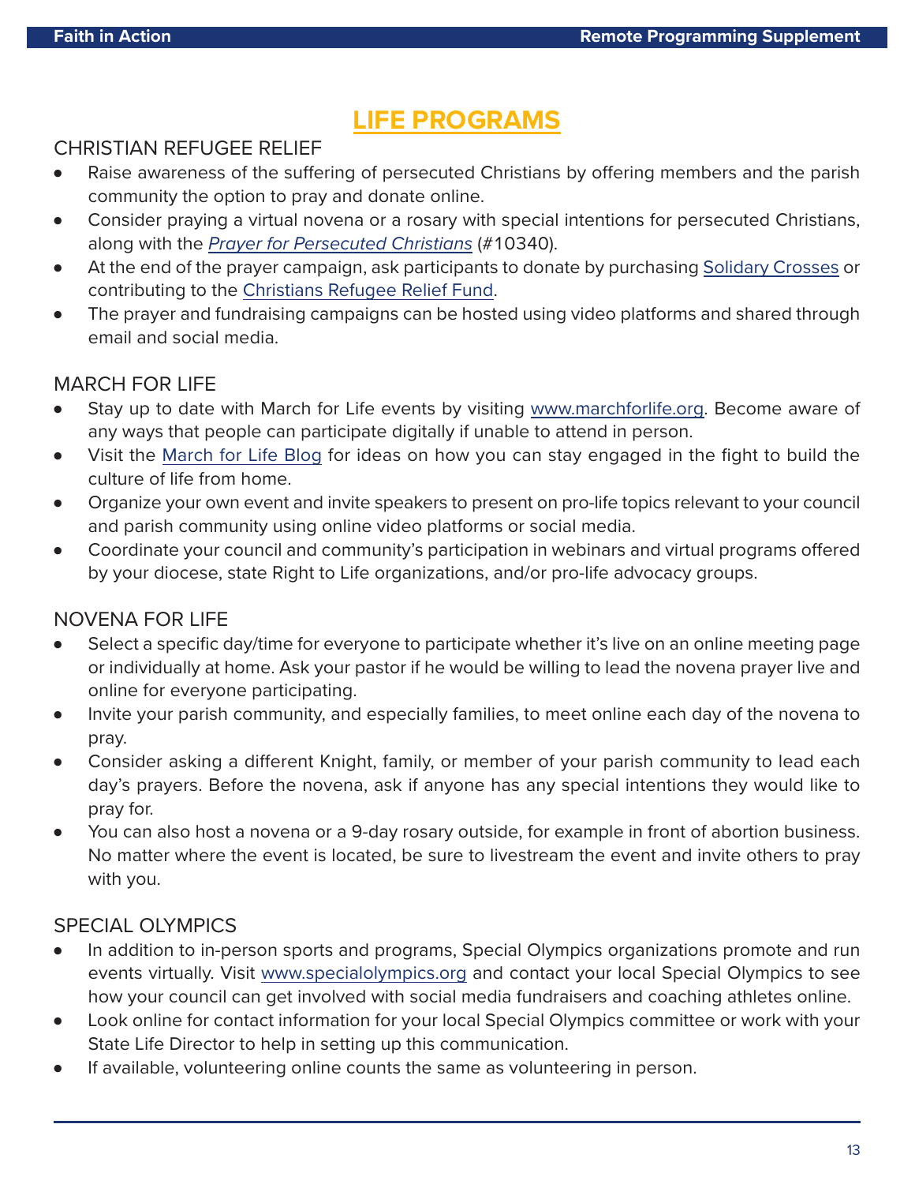# LIFE PROGRAMS

## CHRISTIAN REFUGEE RELIEF

- Raise awareness of the suffering of persecuted Christians by offering members and the parish community the option to pray and donate online.
- Consider praying a virtual novena or a rosary with special intentions for persecuted Christians, along with the *Prayer for Persecuted Christians* (#10340).
- At the end of the prayer campaign, ask participants to donate by purchasing Solidary Crosses or contributing to the Christians Refugee Relief Fund.
- The prayer and fundraising campaigns can be hosted using video platforms and shared through email and social media.

## MARCH FOR LIFE

- Stay up to date with March for Life events by visiting www.marchforlife.org. Become aware of any ways that people can participate digitally if unable to attend in person.
- Visit the March for Life Blog for ideas on how you can stay engaged in the fight to build the culture of life from home.
- Organize your own event and invite speakers to present on pro-life topics relevant to your council and parish community using online video platforms or social media.
- Coordinate your council and community's participation in webinars and virtual programs offered by your diocese, state Right to Life organizations, and/or pro-life advocacy groups.

## NOVENA FOR LIFE

- Select a specific day/time for everyone to participate whether it's live on an online meeting page or individually at home. Ask your pastor if he would be willing to lead the novena prayer live and online for everyone participating.
- Invite your parish community, and especially families, to meet online each day of the novena to pray.
- Consider asking a different Knight, family, or member of your parish community to lead each day's prayers. Before the novena, ask if anyone has any special intentions they would like to pray for.
- You can also host a novena or a 9-day rosary outside, for example in front of abortion business. No matter where the event is located, be sure to livestream the event and invite others to pray with you.

## SPECIAL OLYMPICS

- In addition to in-person sports and programs, Special Olympics organizations promote and run events virtually. Visit www.specialolympics.org and contact your local Special Olympics to see how your council can get involved with social media fundraisers and coaching athletes online.
- Look online for contact information for your local Special Olympics committee or work with your State Life Director to help in setting up this communication.
- If available, volunteering online counts the same as volunteering in person.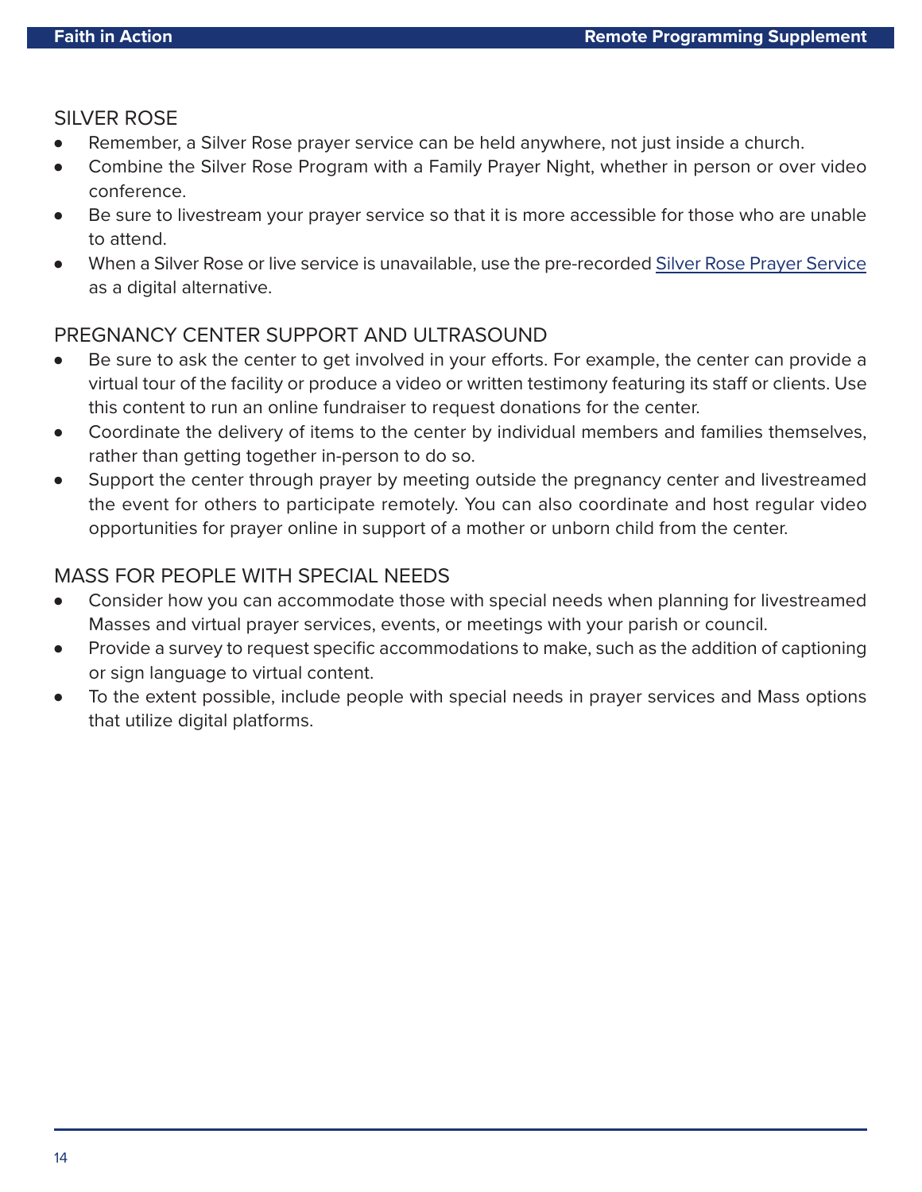## SILVER ROSE

- Remember, a Silver Rose prayer service can be held anywhere, not just inside a church.
- Combine the Silver Rose Program with a Family Prayer Night, whether in person or over video conference.
- Be sure to livestream your prayer service so that it is more accessible for those who are unable to attend.
- When a Silver Rose or live service is unavailable, use the pre-recorded Silver Rose Prayer Service as a digital alternative.

## PREGNANCY CENTER SUPPORT AND ULTRASOUND

- Be sure to ask the center to get involved in your efforts. For example, the center can provide a virtual tour of the facility or produce a video or written testimony featuring its staff or clients. Use this content to run an online fundraiser to request donations for the center.
- Coordinate the delivery of items to the center by individual members and families themselves, rather than getting together in-person to do so.
- Support the center through prayer by meeting outside the pregnancy center and livestreamed the event for others to participate remotely. You can also coordinate and host regular video opportunities for prayer online in support of a mother or unborn child from the center.

## MASS FOR PEOPLE WITH SPECIAL NEEDS

- Consider how you can accommodate those with special needs when planning for livestreamed Masses and virtual prayer services, events, or meetings with your parish or council.
- Provide a survey to request specific accommodations to make, such as the addition of captioning or sign language to virtual content.
- To the extent possible, include people with special needs in prayer services and Mass options that utilize digital platforms.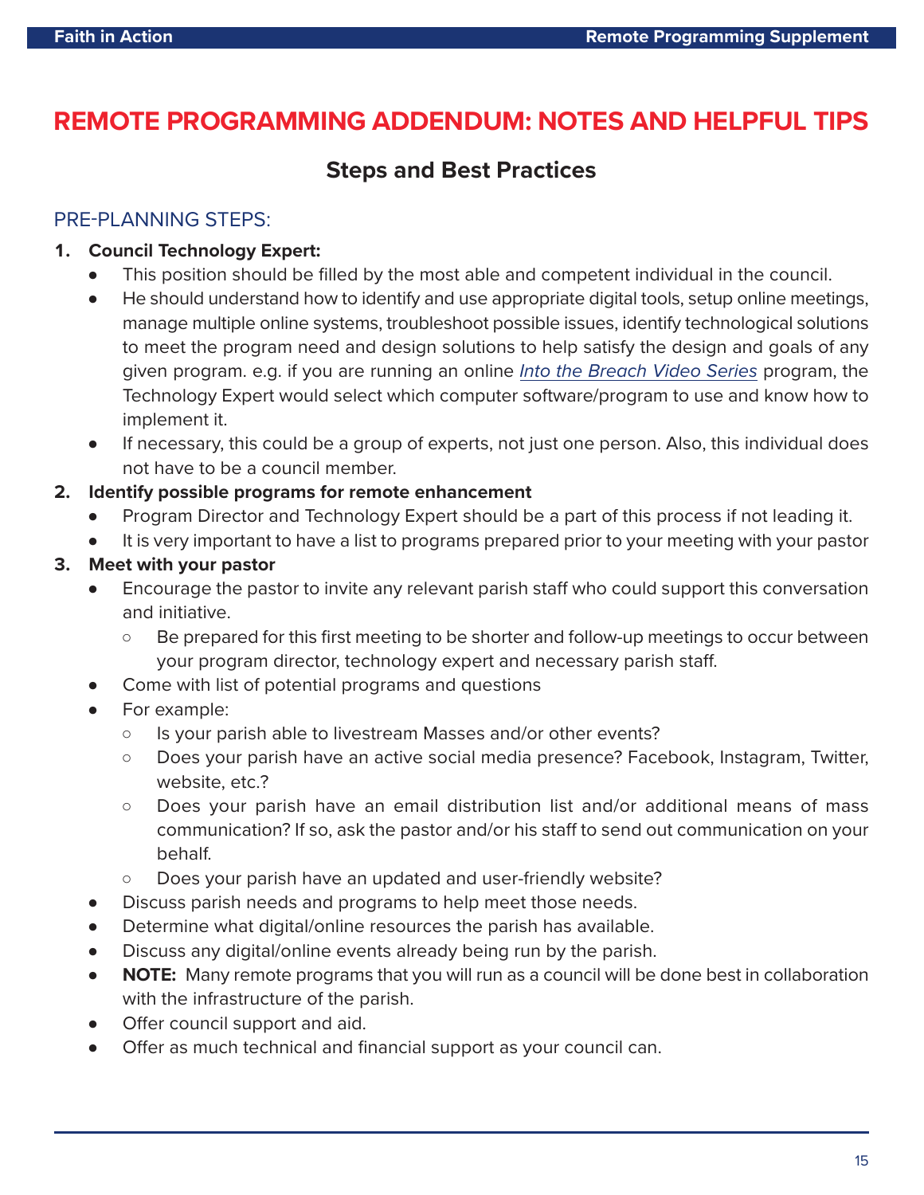# REMOTE PROGRAMMING ADDENDUM: NOTES AND HELPFUL TIPS

## Steps and Best Practices

### PRE-PLANNING STEPS:

1. **Council Technology Expert:**
    - This position should be filled by the most able and competent individual in the council.
    - He should understand how to identify and use appropriate digital tools, setup online meetings, manage multiple online systems, troubleshoot possible issues, identify technological solutions to meet the program need and design solutions to help satisfy the design and goals of any given program. e.g. if you are running an online *Into the Breach Video Series* program, the Technology Expert would select which computer software/program to use and know how to implement it.
    - If necessary, this could be a group of experts, not just one person. Also, this individual does not have to be a council member.
2. **Identify possible programs for remote enhancement**
    - Program Director and Technology Expert should be a part of this process if not leading it.
    - It is very important to have a list to programs prepared prior to your meeting with your pastor
3. **Meet with your pastor**
    - Encourage the pastor to invite any relevant parish staff who could support this conversation and initiative.
        - Be prepared for this first meeting to be shorter and follow-up meetings to occur between your program director, technology expert and necessary parish staff.
    - Come with list of potential programs and questions
    - For example:
        - Is your parish able to livestream Masses and/or other events?
        - Does your parish have an active social media presence? Facebook, Instagram, Twitter, website, etc.?
        - Does your parish have an email distribution list and/or additional means of mass communication? If so, ask the pastor and/or his staff to send out communication on your behalf.
        - Does your parish have an updated and user-friendly website?
    - Discuss parish needs and programs to help meet those needs.
    - Determine what digital/online resources the parish has available.
    - Discuss any digital/online events already being run by the parish.
    - **NOTE:** Many remote programs that you will run as a council will be done best in collaboration with the infrastructure of the parish.
    - Offer council support and aid.
    - Offer as much technical and financial support as your council can.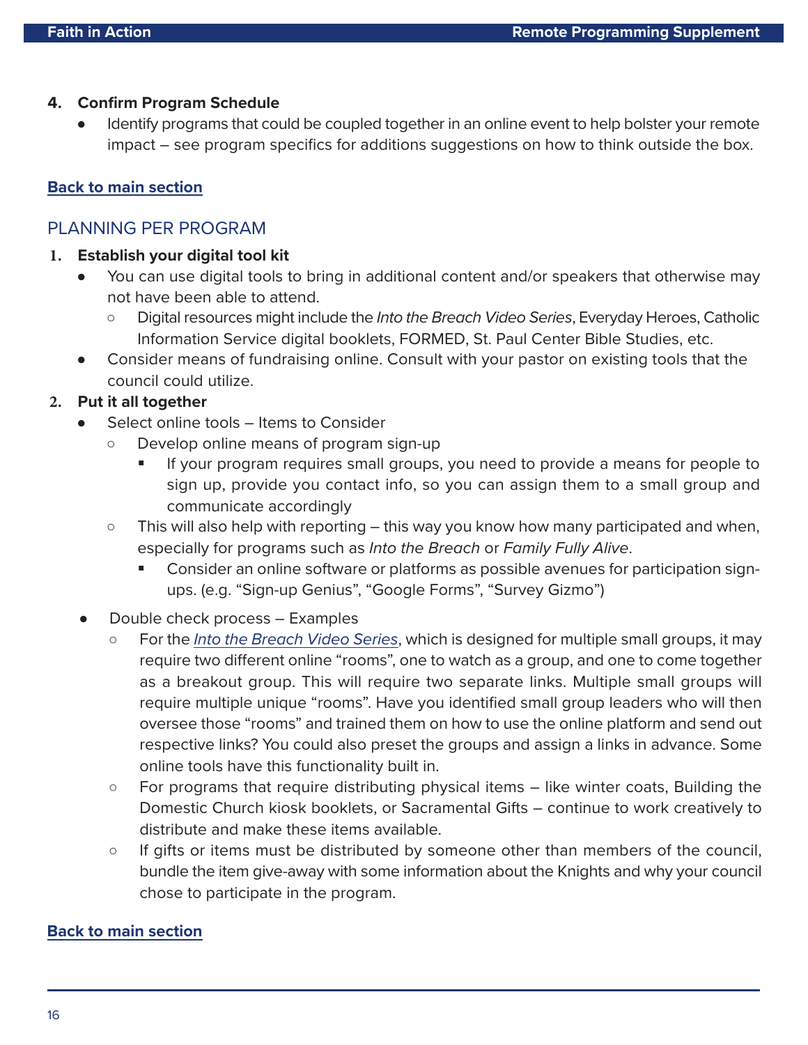4. **Confirm Program Schedule**
    - Identify programs that could be coupled together in an online event to help bolster your remote impact – see program specifics for additions suggestions on how to think outside the box.

**Back to main section**

## PLANNING PER PROGRAM

1. **Establish your digital tool kit**
    - You can use digital tools to bring in additional content and/or speakers that otherwise may not have been able to attend.
        - Digital resources might include the *Into the Breach Video Series*, Everyday Heroes, Catholic Information Service digital booklets, FORMED, St. Paul Center Bible Studies, etc.
    - Consider means of fundraising online. Consult with your pastor on existing tools that the council could utilize.
2. **Put it all together**
    - Select online tools – Items to Consider
        - Develop online means of program sign-up
            - If your program requires small groups, you need to provide a means for people to sign up, provide you contact info, so you can assign them to a small group and communicate accordingly
        - This will also help with reporting – this way you know how many participated and when, especially for programs such as *Into the Breach* or *Family Fully Alive*.
            - Consider an online software or platforms as possible avenues for participation sign-ups. (e.g. "Sign-up Genius", "Google Forms", "Survey Gizmo")
    - Double check process – Examples
        - For the *Into the Breach Video Series*, which is designed for multiple small groups, it may require two different online "rooms", one to watch as a group, and one to come together as a breakout group. This will require two separate links. Multiple small groups will require multiple unique "rooms". Have you identified small group leaders who will then oversee those "rooms" and trained them on how to use the online platform and send out respective links? You could also preset the groups and assign a links in advance. Some online tools have this functionality built in.
        - For programs that require distributing physical items – like winter coats, Building the Domestic Church kiosk booklets, or Sacramental Gifts – continue to work creatively to distribute and make these items available.
        - If gifts or items must be distributed by someone other than members of the council, bundle the item give-away with some information about the Knights and why your council chose to participate in the program.

**Back to main section**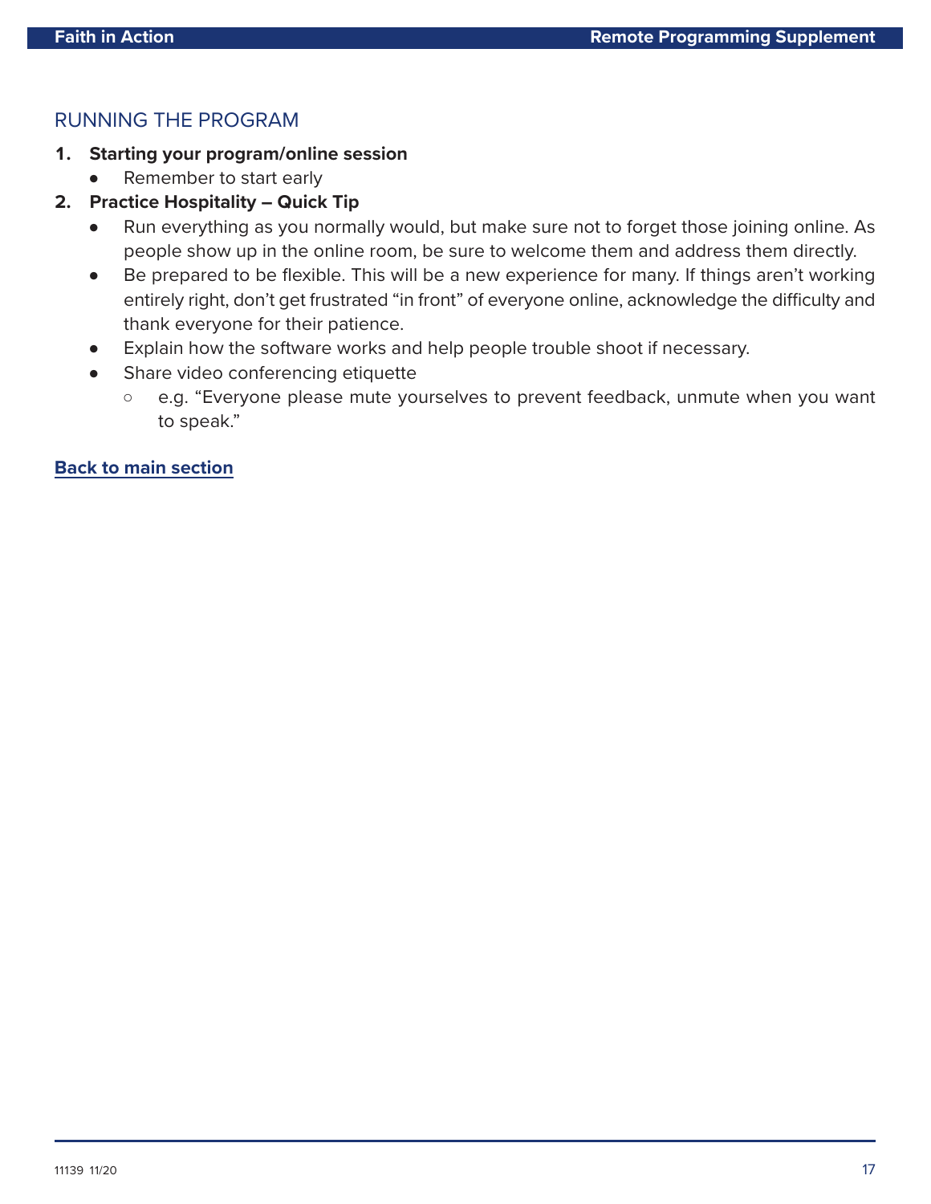## RUNNING THE PROGRAM

1. **Starting your program/online session**
    - Remember to start early
2. **Practice Hospitality – Quick Tip**
    - Run everything as you normally would, but make sure not to forget those joining online. As people show up in the online room, be sure to welcome them and address them directly.
    - Be prepared to be flexible. This will be a new experience for many. If things aren't working entirely right, don't get frustrated "in front" of everyone online, acknowledge the difficulty and thank everyone for their patience.
    - Explain how the software works and help people trouble shoot if necessary.
    - Share video conferencing etiquette
        - e.g. "Everyone please mute yourselves to prevent feedback, unmute when you want to speak."

**Back to main section**

11139 11/20